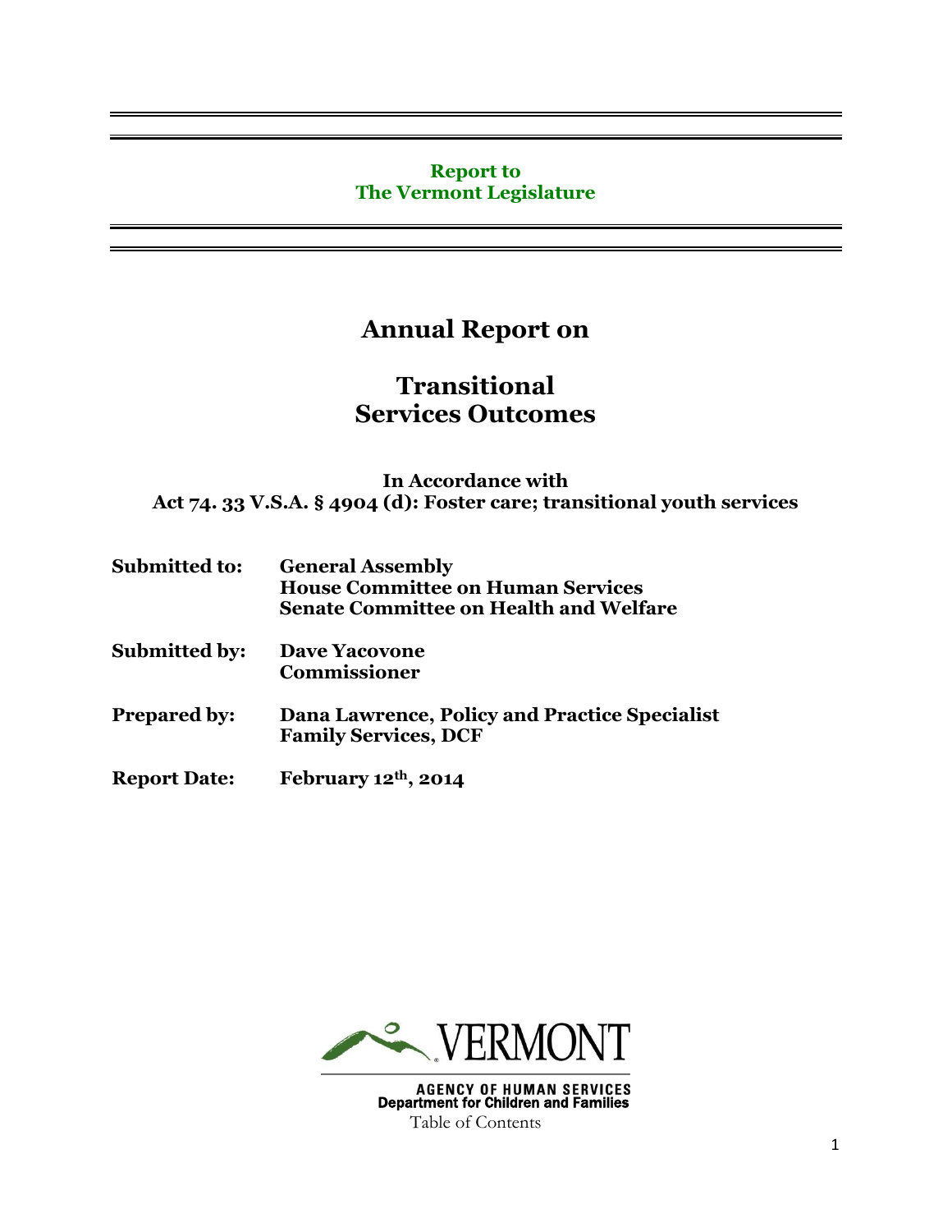**Report to**
**The Vermont Legislature**

# Annual Report on

# Transitional Services Outcomes

**In Accordance with**
**Act 74. 33 V.S.A. § 4904 (d): Foster care; transitional youth services**

**Submitted to:** **General Assembly**
**House Committee on Human Services**
**Senate Committee on Health and Welfare**

**Submitted by:** **Dave Yacovone**
**Commissioner**

**Prepared by:** **Dana Lawrence, Policy and Practice Specialist**
**Family Services, DCF**

**Report Date:** **February 12th, 2014**

VERMONT

AGENCY OF HUMAN SERVICES
Department for Children and Families

Table of Contents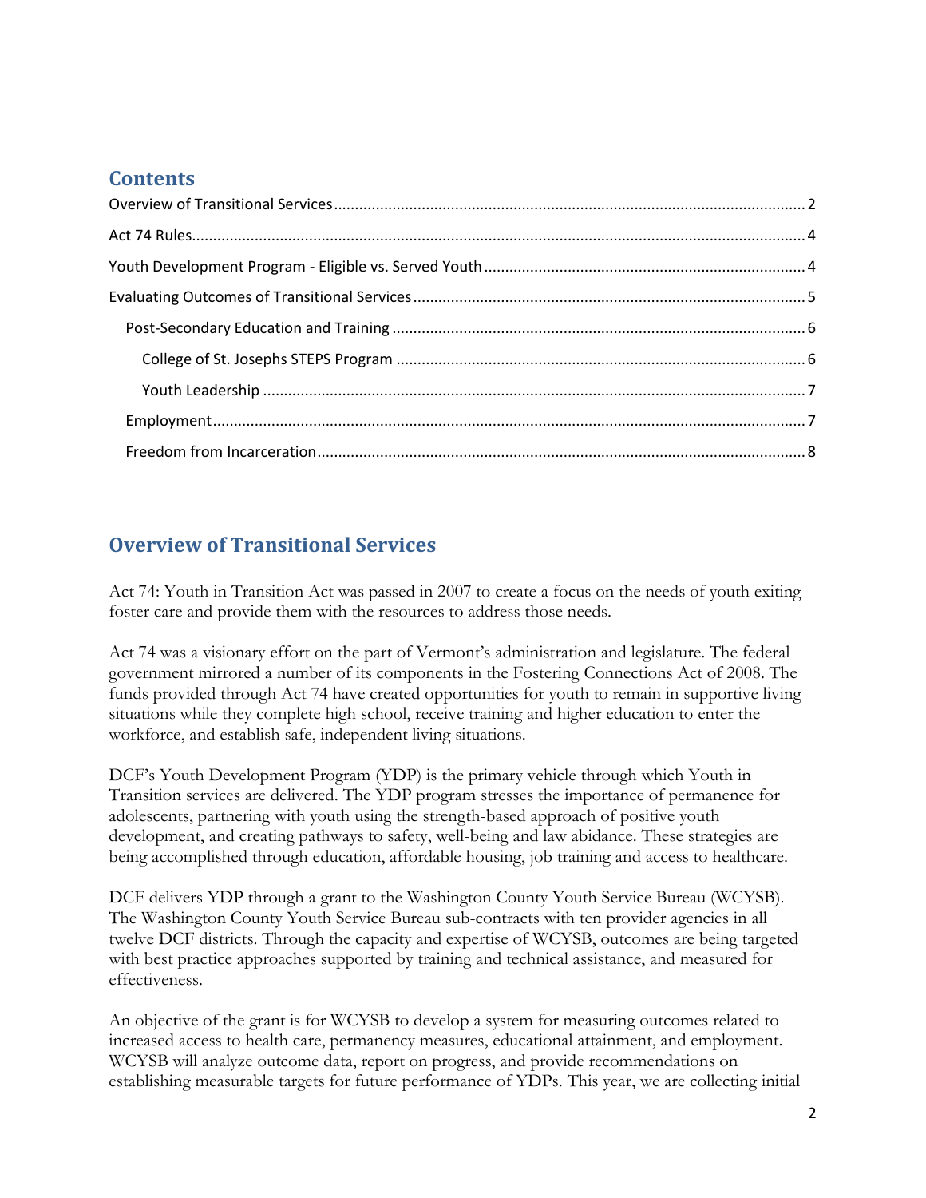## Contents

- Overview of Transitional Services ..... 2
- Act 74 Rules ..... 4
- Youth Development Program - Eligible vs. Served Youth ..... 4
- Evaluating Outcomes of Transitional Services ..... 5
  - Post-Secondary Education and Training ..... 6
    - College of St. Josephs STEPS Program ..... 6
    - Youth Leadership ..... 7
  - Employment ..... 7
  - Freedom from Incarceration ..... 8

## Overview of Transitional Services

Act 74: Youth in Transition Act was passed in 2007 to create a focus on the needs of youth exiting foster care and provide them with the resources to address those needs.

Act 74 was a visionary effort on the part of Vermont's administration and legislature. The federal government mirrored a number of its components in the Fostering Connections Act of 2008. The funds provided through Act 74 have created opportunities for youth to remain in supportive living situations while they complete high school, receive training and higher education to enter the workforce, and establish safe, independent living situations.

DCF's Youth Development Program (YDP) is the primary vehicle through which Youth in Transition services are delivered. The YDP program stresses the importance of permanence for adolescents, partnering with youth using the strength-based approach of positive youth development, and creating pathways to safety, well-being and law abidance. These strategies are being accomplished through education, affordable housing, job training and access to healthcare.

DCF delivers YDP through a grant to the Washington County Youth Service Bureau (WCYSB). The Washington County Youth Service Bureau sub-contracts with ten provider agencies in all twelve DCF districts. Through the capacity and expertise of WCYSB, outcomes are being targeted with best practice approaches supported by training and technical assistance, and measured for effectiveness.

An objective of the grant is for WCYSB to develop a system for measuring outcomes related to increased access to health care, permanency measures, educational attainment, and employment. WCYSB will analyze outcome data, report on progress, and provide recommendations on establishing measurable targets for future performance of YDPs. This year, we are collecting initial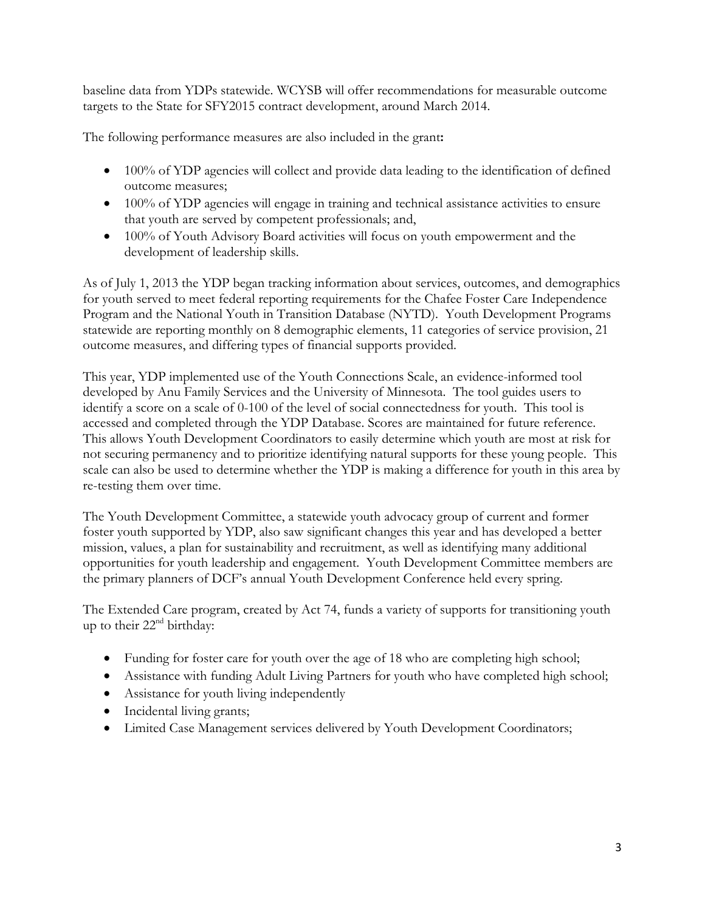baseline data from YDPs statewide. WCYSB will offer recommendations for measurable outcome targets to the State for SFY2015 contract development, around March 2014.

The following performance measures are also included in the grant**:**

- 100% of YDP agencies will collect and provide data leading to the identification of defined outcome measures;
- 100% of YDP agencies will engage in training and technical assistance activities to ensure that youth are served by competent professionals; and,
- 100% of Youth Advisory Board activities will focus on youth empowerment and the development of leadership skills.

As of July 1, 2013 the YDP began tracking information about services, outcomes, and demographics for youth served to meet federal reporting requirements for the Chafee Foster Care Independence Program and the National Youth in Transition Database (NYTD). Youth Development Programs statewide are reporting monthly on 8 demographic elements, 11 categories of service provision, 21 outcome measures, and differing types of financial supports provided.

This year, YDP implemented use of the Youth Connections Scale, an evidence-informed tool developed by Anu Family Services and the University of Minnesota. The tool guides users to identify a score on a scale of 0-100 of the level of social connectedness for youth. This tool is accessed and completed through the YDP Database. Scores are maintained for future reference. This allows Youth Development Coordinators to easily determine which youth are most at risk for not securing permanency and to prioritize identifying natural supports for these young people. This scale can also be used to determine whether the YDP is making a difference for youth in this area by re-testing them over time.

The Youth Development Committee, a statewide youth advocacy group of current and former foster youth supported by YDP, also saw significant changes this year and has developed a better mission, values, a plan for sustainability and recruitment, as well as identifying many additional opportunities for youth leadership and engagement. Youth Development Committee members are the primary planners of DCF's annual Youth Development Conference held every spring.

The Extended Care program, created by Act 74, funds a variety of supports for transitioning youth up to their 22nd birthday:

- Funding for foster care for youth over the age of 18 who are completing high school;
- Assistance with funding Adult Living Partners for youth who have completed high school;
- Assistance for youth living independently
- Incidental living grants;
- Limited Case Management services delivered by Youth Development Coordinators;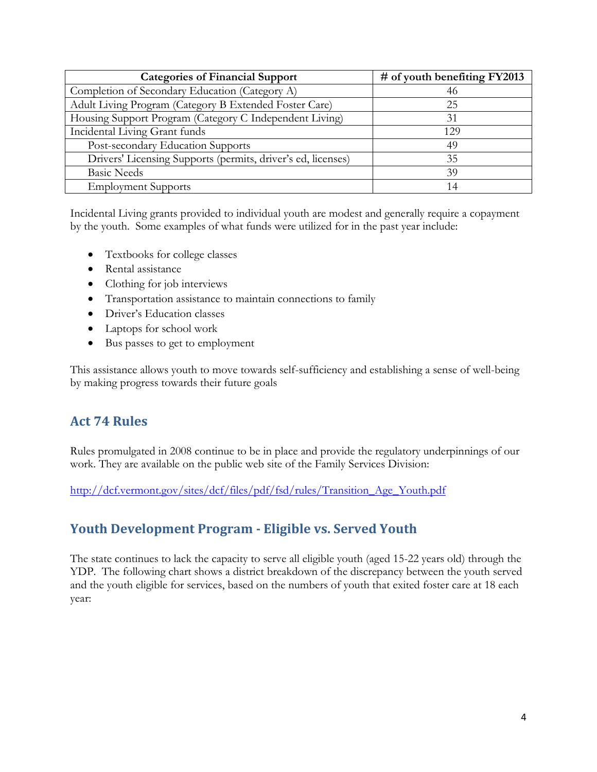| Categories of Financial Support | # of youth benefiting FY2013 |
|---|---|
| Completion of Secondary Education (Category A) | 46 |
| Adult Living Program (Category B Extended Foster Care) | 25 |
| Housing Support Program (Category C Independent Living) | 31 |
| Incidental Living Grant funds | 129 |
| Post-secondary Education Supports | 49 |
| Drivers' Licensing Supports (permits, driver's ed, licenses) | 35 |
| Basic Needs | 39 |
| Employment Supports | 14 |

Incidental Living grants provided to individual youth are modest and generally require a copayment by the youth. Some examples of what funds were utilized for in the past year include:

- Textbooks for college classes
- Rental assistance
- Clothing for job interviews
- Transportation assistance to maintain connections to family
- Driver's Education classes
- Laptops for school work
- Bus passes to get to employment

This assistance allows youth to move towards self-sufficiency and establishing a sense of well-being by making progress towards their future goals

## Act 74 Rules

Rules promulgated in 2008 continue to be in place and provide the regulatory underpinnings of our work. They are available on the public web site of the Family Services Division:

http://dcf.vermont.gov/sites/dcf/files/pdf/fsd/rules/Transition_Age_Youth.pdf

## Youth Development Program - Eligible vs. Served Youth

The state continues to lack the capacity to serve all eligible youth (aged 15-22 years old) through the YDP. The following chart shows a district breakdown of the discrepancy between the youth served and the youth eligible for services, based on the numbers of youth that exited foster care at 18 each year: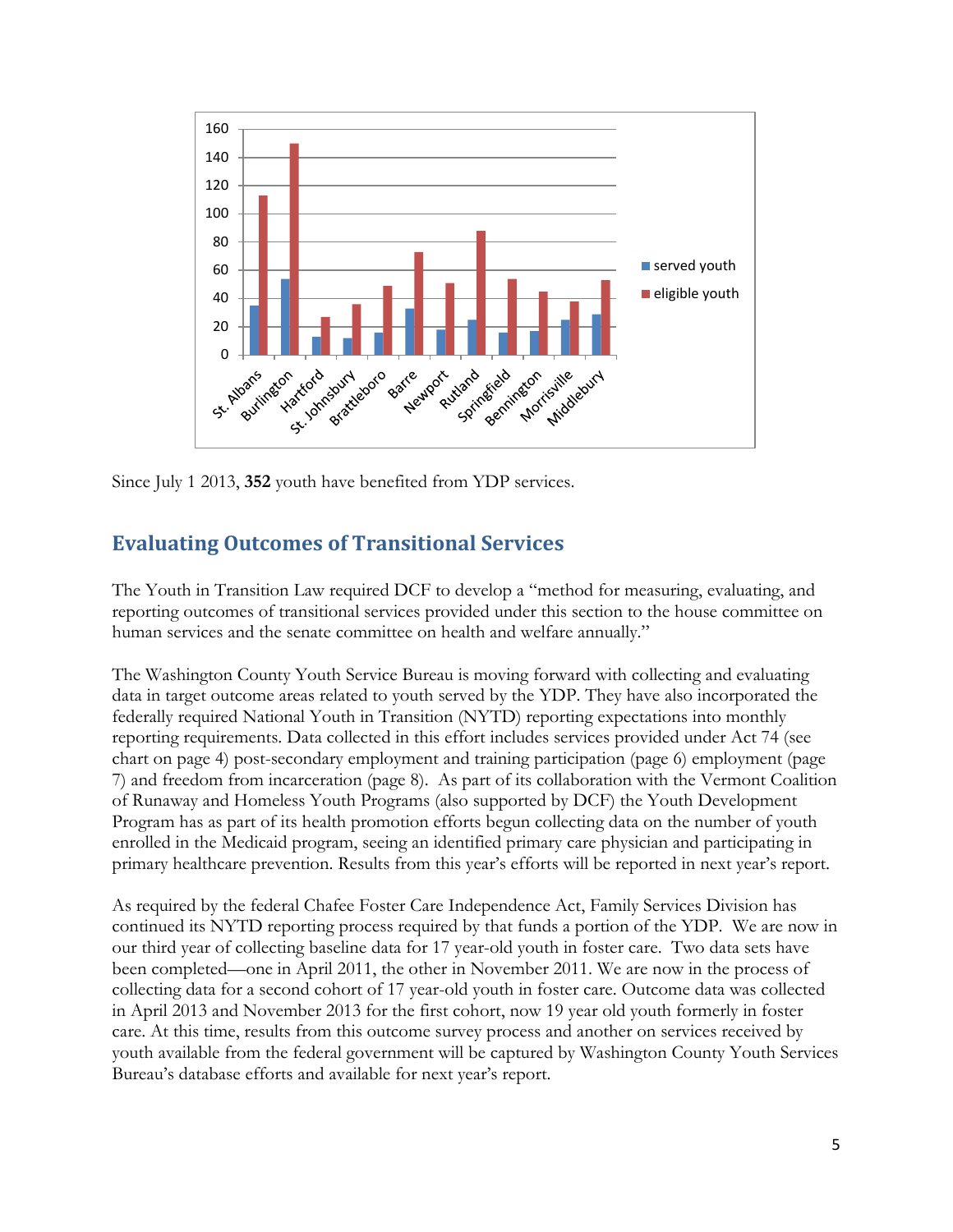Since July 1 2013, **352** youth have benefited from YDP services.

## Evaluating Outcomes of Transitional Services

The Youth in Transition Law required DCF to develop a "method for measuring, evaluating, and reporting outcomes of transitional services provided under this section to the house committee on human services and the senate committee on health and welfare annually."

The Washington County Youth Service Bureau is moving forward with collecting and evaluating data in target outcome areas related to youth served by the YDP. They have also incorporated the federally required National Youth in Transition (NYTD) reporting expectations into monthly reporting requirements. Data collected in this effort includes services provided under Act 74 (see chart on page 4) post-secondary employment and training participation (page 6) employment (page 7) and freedom from incarceration (page 8). As part of its collaboration with the Vermont Coalition of Runaway and Homeless Youth Programs (also supported by DCF) the Youth Development Program has as part of its health promotion efforts begun collecting data on the number of youth enrolled in the Medicaid program, seeing an identified primary care physician and participating in primary healthcare prevention. Results from this year's efforts will be reported in next year's report.

As required by the federal Chafee Foster Care Independence Act, Family Services Division has continued its NYTD reporting process required by that funds a portion of the YDP. We are now in our third year of collecting baseline data for 17 year-old youth in foster care. Two data sets have been completed—one in April 2011, the other in November 2011. We are now in the process of collecting data for a second cohort of 17 year-old youth in foster care. Outcome data was collected in April 2013 and November 2013 for the first cohort, now 19 year old youth formerly in foster care. At this time, results from this outcome survey process and another on services received by youth available from the federal government will be captured by Washington County Youth Services Bureau's database efforts and available for next year's report.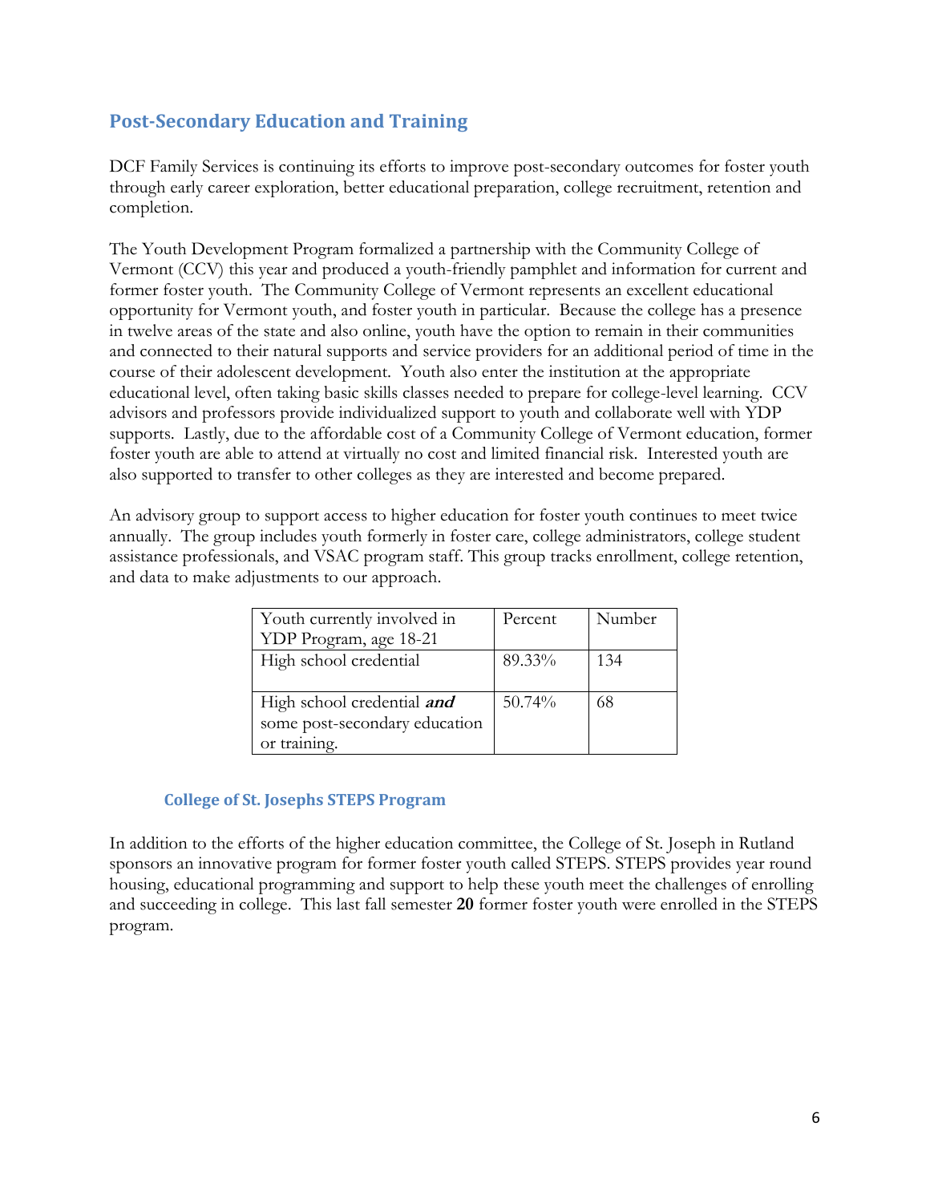## Post-Secondary Education and Training

DCF Family Services is continuing its efforts to improve post-secondary outcomes for foster youth through early career exploration, better educational preparation, college recruitment, retention and completion.

The Youth Development Program formalized a partnership with the Community College of Vermont (CCV) this year and produced a youth-friendly pamphlet and information for current and former foster youth. The Community College of Vermont represents an excellent educational opportunity for Vermont youth, and foster youth in particular. Because the college has a presence in twelve areas of the state and also online, youth have the option to remain in their communities and connected to their natural supports and service providers for an additional period of time in the course of their adolescent development. Youth also enter the institution at the appropriate educational level, often taking basic skills classes needed to prepare for college-level learning. CCV advisors and professors provide individualized support to youth and collaborate well with YDP supports. Lastly, due to the affordable cost of a Community College of Vermont education, former foster youth are able to attend at virtually no cost and limited financial risk. Interested youth are also supported to transfer to other colleges as they are interested and become prepared.

An advisory group to support access to higher education for foster youth continues to meet twice annually. The group includes youth formerly in foster care, college administrators, college student assistance professionals, and VSAC program staff. This group tracks enrollment, college retention, and data to make adjustments to our approach.

| Youth currently involved in YDP Program, age 18-21 | Percent | Number |
|---|---|---|
| High school credential | 89.33% | 134 |
| High school credential ***and*** some post-secondary education or training. | 50.74% | 68 |

### College of St. Josephs STEPS Program

In addition to the efforts of the higher education committee, the College of St. Joseph in Rutland sponsors an innovative program for former foster youth called STEPS. STEPS provides year round housing, educational programming and support to help these youth meet the challenges of enrolling and succeeding in college. This last fall semester **20** former foster youth were enrolled in the STEPS program.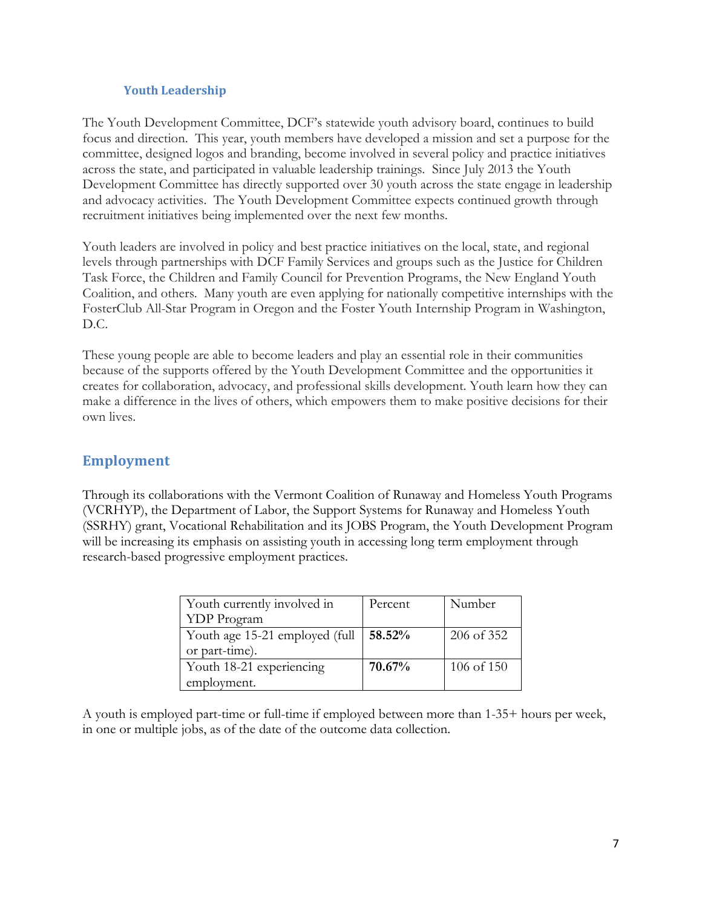### Youth Leadership

The Youth Development Committee, DCF's statewide youth advisory board, continues to build focus and direction. This year, youth members have developed a mission and set a purpose for the committee, designed logos and branding, become involved in several policy and practice initiatives across the state, and participated in valuable leadership trainings. Since July 2013 the Youth Development Committee has directly supported over 30 youth across the state engage in leadership and advocacy activities. The Youth Development Committee expects continued growth through recruitment initiatives being implemented over the next few months.

Youth leaders are involved in policy and best practice initiatives on the local, state, and regional levels through partnerships with DCF Family Services and groups such as the Justice for Children Task Force, the Children and Family Council for Prevention Programs, the New England Youth Coalition, and others. Many youth are even applying for nationally competitive internships with the FosterClub All-Star Program in Oregon and the Foster Youth Internship Program in Washington, D.C.

These young people are able to become leaders and play an essential role in their communities because of the supports offered by the Youth Development Committee and the opportunities it creates for collaboration, advocacy, and professional skills development. Youth learn how they can make a difference in the lives of others, which empowers them to make positive decisions for their own lives.

## Employment

Through its collaborations with the Vermont Coalition of Runaway and Homeless Youth Programs (VCRHYP), the Department of Labor, the Support Systems for Runaway and Homeless Youth (SSRHY) grant, Vocational Rehabilitation and its JOBS Program, the Youth Development Program will be increasing its emphasis on assisting youth in accessing long term employment through research-based progressive employment practices.

| Youth currently involved in YDP Program | Percent | Number |
|---|---|---|
| Youth age 15-21 employed (full or part-time). | **58.52%** | 206 of 352 |
| Youth 18-21 experiencing employment. | **70.67%** | 106 of 150 |

A youth is employed part-time or full-time if employed between more than 1-35+ hours per week, in one or multiple jobs, as of the date of the outcome data collection.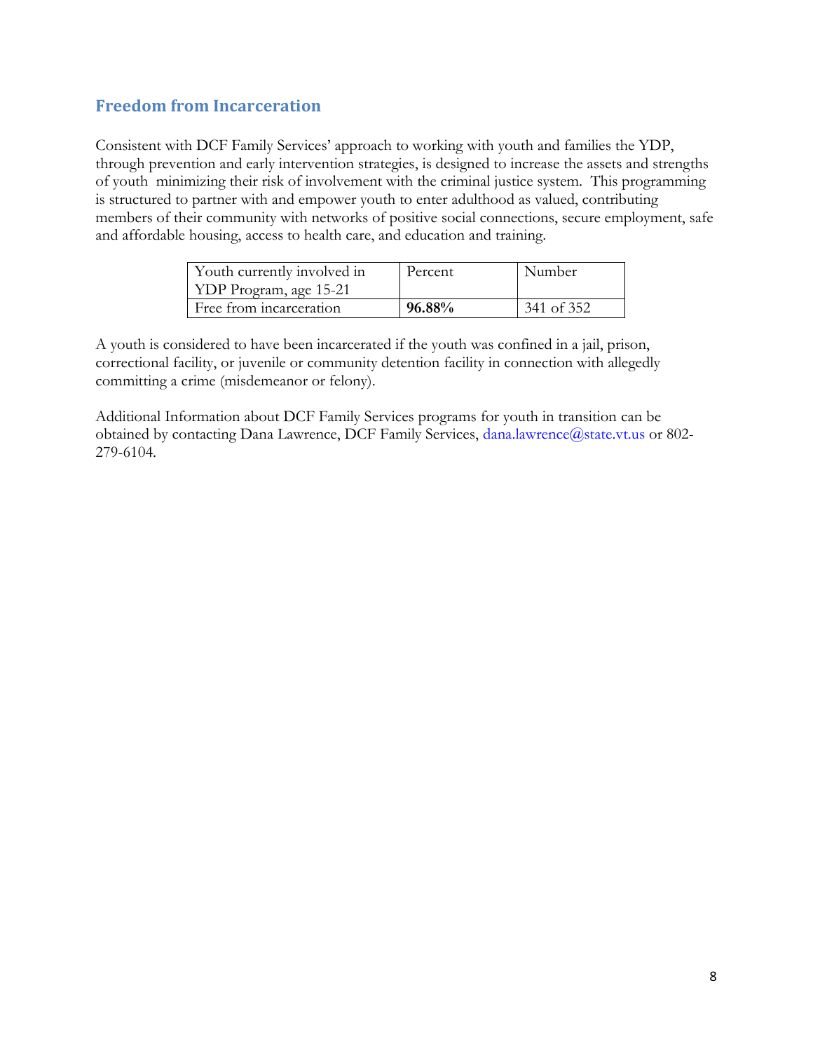## Freedom from Incarceration

Consistent with DCF Family Services' approach to working with youth and families the YDP, through prevention and early intervention strategies, is designed to increase the assets and strengths of youth minimizing their risk of involvement with the criminal justice system. This programming is structured to partner with and empower youth to enter adulthood as valued, contributing members of their community with networks of positive social connections, secure employment, safe and affordable housing, access to health care, and education and training.

| Youth currently involved in YDP Program, age 15-21 | Percent | Number |
|---|---|---|
| Free from incarceration | **96.88%** | 341 of 352 |

A youth is considered to have been incarcerated if the youth was confined in a jail, prison, correctional facility, or juvenile or community detention facility in connection with allegedly committing a crime (misdemeanor or felony).

Additional Information about DCF Family Services programs for youth in transition can be obtained by contacting Dana Lawrence, DCF Family Services, dana.lawrence@state.vt.us or 802-279-6104.